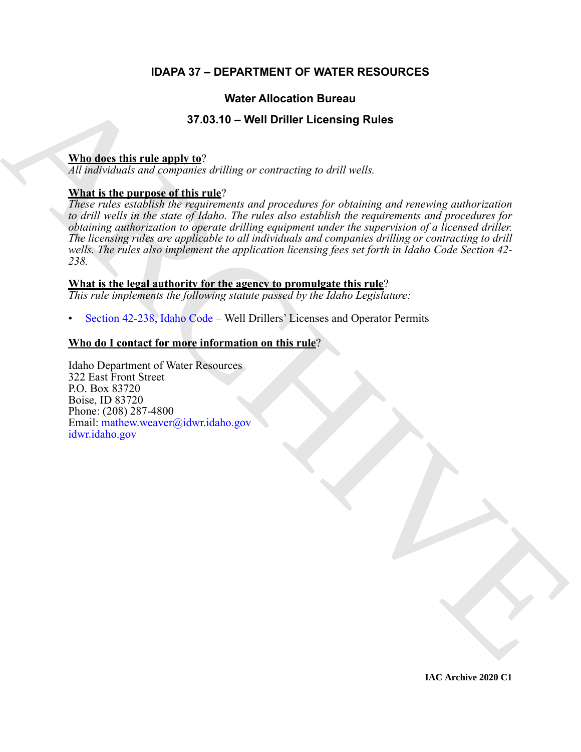# IDAPA 37 – DEPARTMENT OF WATER RESOURCES

## Water Allocation Bureau

## 37.03.10 – Well Driller Licensing Rules

**Who does this rule apply to**?

*All individuals and companies drilling or contracting to drill wells.*

**What is the purpose of this rule**?

*These rules establish the requirements and procedures for obtaining and renewing authorization to drill wells in the state of Idaho. The rules also establish the requirements and procedures for obtaining authorization to operate drilling equipment under the supervision of a licensed driller. The licensing rules are applicable to all individuals and companies drilling or contracting to drill wells. The rules also implement the application licensing fees set forth in Idaho Code Section 42-238.*

**What is the legal authority for the agency to promulgate this rule**?

*This rule implements the following statute passed by the Idaho Legislature:*

- Section 42-238, Idaho Code – Well Drillers' Licenses and Operator Permits

**Who do I contact for more information on this rule**?

Idaho Department of Water Resources
322 East Front Street
P.O. Box 83720
Boise, ID 83720
Phone: (208) 287-4800
Email: mathew.weaver@idwr.idaho.gov
idwr.idaho.gov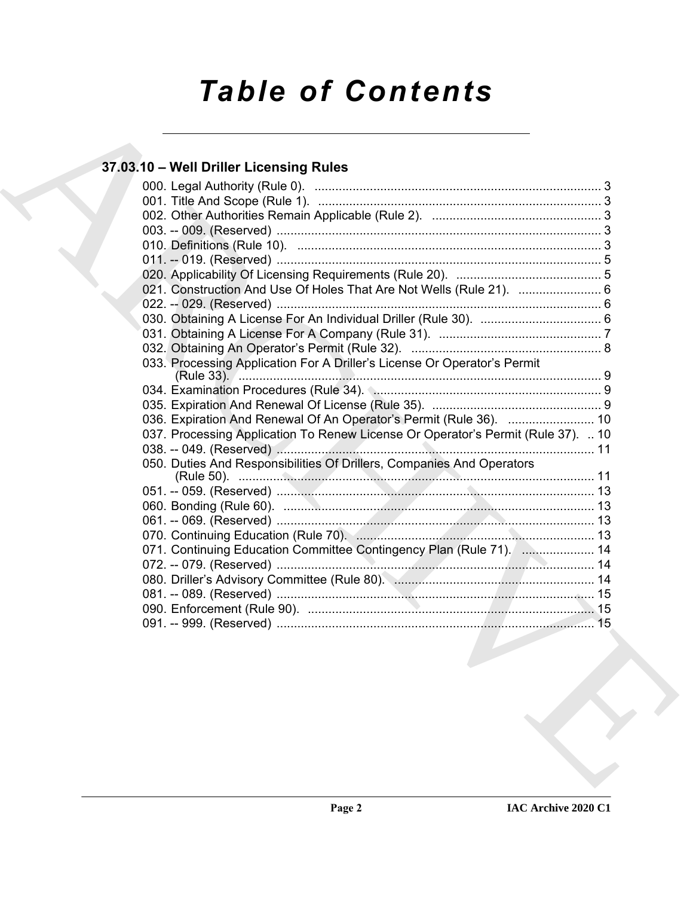# Table of Contents

## 37.03.10 – Well Driller Licensing Rules

000. Legal Authority (Rule 0). .................................................................................. 3
001. Title And Scope (Rule 1). .................................................................................. 3
002. Other Authorities Remain Applicable (Rule 2). ................................................. 3
003. -- 009. (Reserved) .............................................................................................. 3
010. Definitions (Rule 10). ........................................................................................ 3
011. -- 019. (Reserved) .............................................................................................. 5
020. Applicability Of Licensing Requirements (Rule 20). .......................................... 5
021. Construction And Use Of Holes That Are Not Wells (Rule 21). ........................ 6
022. -- 029. (Reserved) .............................................................................................. 6
030. Obtaining A License For An Individual Driller (Rule 30). ................................... 6
031. Obtaining A License For A Company (Rule 31). ................................................ 7
032. Obtaining An Operator's Permit (Rule 32). ........................................................ 8
033. Processing Application For A Driller's License Or Operator's Permit (Rule 33). ......................................................................................................... 9
034. Examination Procedures (Rule 34). .................................................................. 9
035. Expiration And Renewal Of License (Rule 35). ................................................. 9
036. Expiration And Renewal Of An Operator's Permit (Rule 36). ......................... 10
037. Processing Application To Renew License Or Operator's Permit (Rule 37). .. 10
038. -- 049. (Reserved) ............................................................................................ 11
050. Duties And Responsibilities Of Drillers, Companies And Operators (Rule 50). ....................................................................................................... 11
051. -- 059. (Reserved) ............................................................................................ 13
060. Bonding (Rule 60). .......................................................................................... 13
061. -- 069. (Reserved) ............................................................................................ 13
070. Continuing Education (Rule 70). ..................................................................... 13
071. Continuing Education Committee Contingency Plan (Rule 71). ..................... 14
072. -- 079. (Reserved) ............................................................................................ 14
080. Driller's Advisory Committee (Rule 80). .......................................................... 14
081. -- 089. (Reserved) ............................................................................................ 15
090. Enforcement (Rule 90). ................................................................................... 15
091. -- 999. (Reserved) ............................................................................................ 15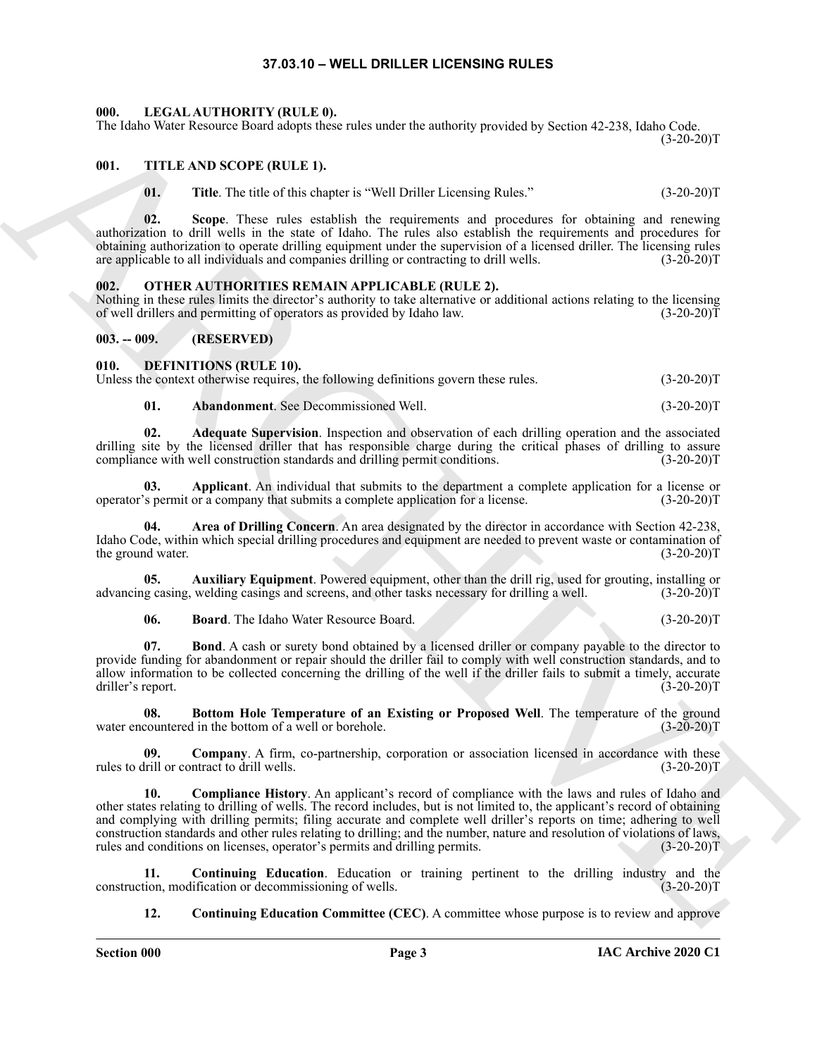# 37.03.10 – WELL DRILLER LICENSING RULES

## 000. LEGAL AUTHORITY (RULE 0).

The Idaho Water Resource Board adopts these rules under the authority provided by Section 42-238, Idaho Code. (3-20-20)T

## 001. TITLE AND SCOPE (RULE 1).

**01. Title**. The title of this chapter is "Well Driller Licensing Rules." (3-20-20)T

**02. Scope**. These rules establish the requirements and procedures for obtaining and renewing authorization to drill wells in the state of Idaho. The rules also establish the requirements and procedures for obtaining authorization to operate drilling equipment under the supervision of a licensed driller. The licensing rules are applicable to all individuals and companies drilling or contracting to drill wells. (3-20-20)T

## 002. OTHER AUTHORITIES REMAIN APPLICABLE (RULE 2).

Nothing in these rules limits the director's authority to take alternative or additional actions relating to the licensing of well drillers and permitting of operators as provided by Idaho law. (3-20-20)T

## 003. -- 009. (RESERVED)

## 010. DEFINITIONS (RULE 10).

Unless the context otherwise requires, the following definitions govern these rules. (3-20-20)T

**01. Abandonment**. See Decommissioned Well. (3-20-20)T

**02. Adequate Supervision**. Inspection and observation of each drilling operation and the associated drilling site by the licensed driller that has responsible charge during the critical phases of drilling to assure compliance with well construction standards and drilling permit conditions. (3-20-20)T

**03. Applicant**. An individual that submits to the department a complete application for a license or operator's permit or a company that submits a complete application for a license. (3-20-20)T

**04. Area of Drilling Concern**. An area designated by the director in accordance with Section 42-238, Idaho Code, within which special drilling procedures and equipment are needed to prevent waste or contamination of the ground water. (3-20-20)T

**05. Auxiliary Equipment**. Powered equipment, other than the drill rig, used for grouting, installing or advancing casing, welding casings and screens, and other tasks necessary for drilling a well. (3-20-20)T

**06. Board**. The Idaho Water Resource Board. (3-20-20)T

**07. Bond**. A cash or surety bond obtained by a licensed driller or company payable to the director to provide funding for abandonment or repair should the driller fail to comply with well construction standards, and to allow information to be collected concerning the drilling of the well if the driller fails to submit a timely, accurate driller's report. (3-20-20)T

**08. Bottom Hole Temperature of an Existing or Proposed Well**. The temperature of the ground water encountered in the bottom of a well or borehole. (3-20-20)T

**09. Company**. A firm, co-partnership, corporation or association licensed in accordance with these rules to drill or contract to drill wells. (3-20-20)T

**10. Compliance History**. An applicant's record of compliance with the laws and rules of Idaho and other states relating to drilling of wells. The record includes, but is not limited to, the applicant's record of obtaining and complying with drilling permits; filing accurate and complete well driller's reports on time; adhering to well construction standards and other rules relating to drilling; and the number, nature and resolution of violations of laws, rules and conditions on licenses, operator's permits and drilling permits. (3-20-20)T

**11. Continuing Education**. Education or training pertinent to the drilling industry and the construction, modification or decommissioning of wells. (3-20-20)T

**12. Continuing Education Committee (CEC)**. A committee whose purpose is to review and approve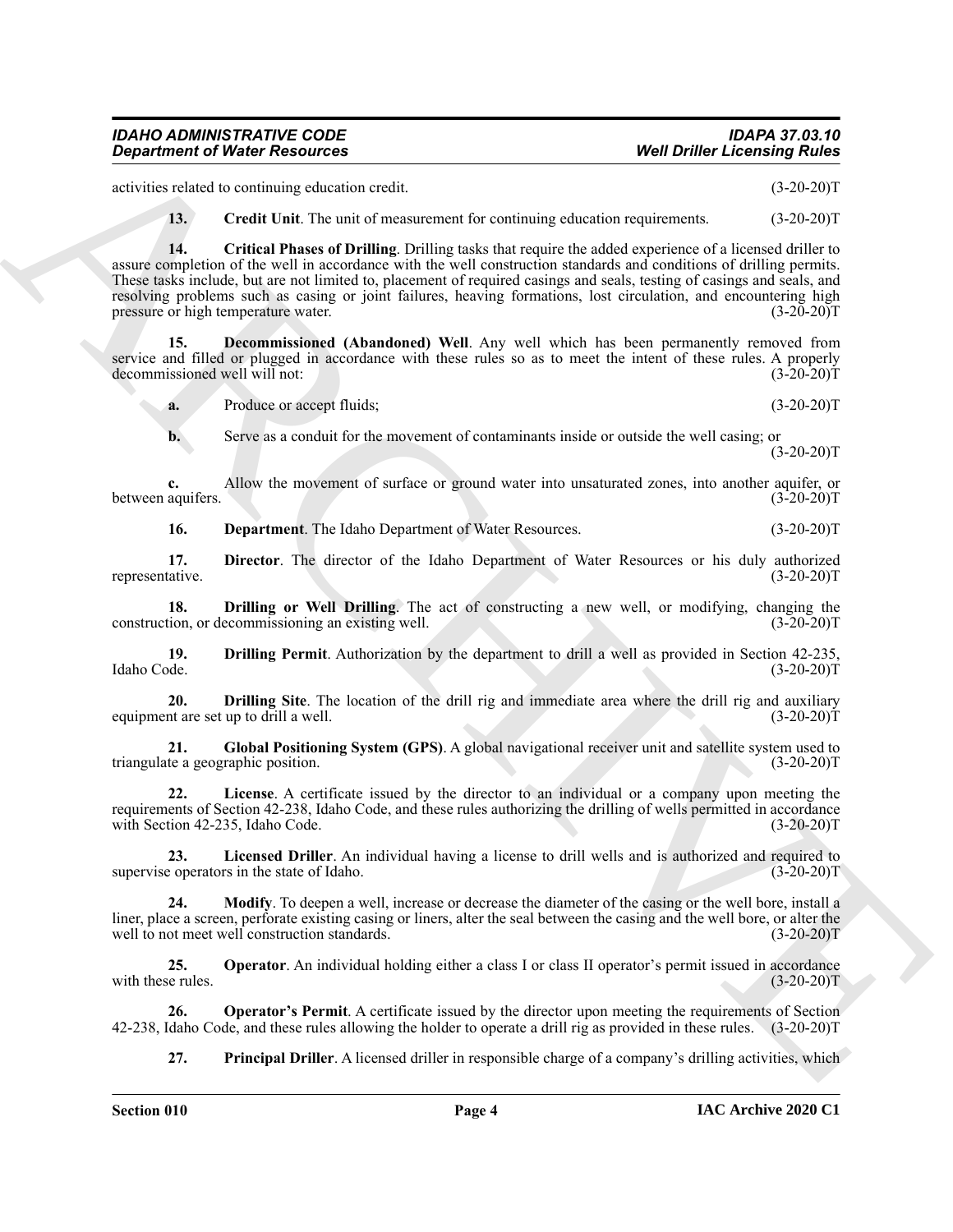activities related to continuing education credit. (3-20-20)T

**13. Credit Unit**. The unit of measurement for continuing education requirements. (3-20-20)T

**14. Critical Phases of Drilling**. Drilling tasks that require the added experience of a licensed driller to assure completion of the well in accordance with the well construction standards and conditions of drilling permits. These tasks include, but are not limited to, placement of required casings and seals, testing of casings and seals, and resolving problems such as casing or joint failures, heaving formations, lost circulation, and encountering high pressure or high temperature water. (3-20-20)T

**15. Decommissioned (Abandoned) Well**. Any well which has been permanently removed from service and filled or plugged in accordance with these rules so as to meet the intent of these rules. A properly decommissioned well will not: (3-20-20)T

**a.** Produce or accept fluids; (3-20-20)T

**b.** Serve as a conduit for the movement of contaminants inside or outside the well casing; or (3-20-20)T

**c.** Allow the movement of surface or ground water into unsaturated zones, into another aquifer, or between aquifers. (3-20-20)T

**16. Department**. The Idaho Department of Water Resources. (3-20-20)T

**17. Director**. The director of the Idaho Department of Water Resources or his duly authorized representative. (3-20-20)T

**18. Drilling or Well Drilling**. The act of constructing a new well, or modifying, changing the construction, or decommissioning an existing well. (3-20-20)T

**19. Drilling Permit**. Authorization by the department to drill a well as provided in Section 42-235, Idaho Code. (3-20-20)T

**20. Drilling Site**. The location of the drill rig and immediate area where the drill rig and auxiliary equipment are set up to drill a well. (3-20-20)T

**21. Global Positioning System (GPS)**. A global navigational receiver unit and satellite system used to triangulate a geographic position. (3-20-20)T

**22. License**. A certificate issued by the director to an individual or a company upon meeting the requirements of Section 42-238, Idaho Code, and these rules authorizing the drilling of wells permitted in accordance with Section 42-235, Idaho Code. (3-20-20)T

**23. Licensed Driller**. An individual having a license to drill wells and is authorized and required to supervise operators in the state of Idaho. (3-20-20)T

**24. Modify**. To deepen a well, increase or decrease the diameter of the casing or the well bore, install a liner, place a screen, perforate existing casing or liners, alter the seal between the casing and the well bore, or alter the well to not meet well construction standards. (3-20-20)T

**25. Operator**. An individual holding either a class I or class II operator's permit issued in accordance with these rules. (3-20-20)T

**26. Operator's Permit**. A certificate issued by the director upon meeting the requirements of Section 42-238, Idaho Code, and these rules allowing the holder to operate a drill rig as provided in these rules. (3-20-20)T

**27. Principal Driller**. A licensed driller in responsible charge of a company's drilling activities, which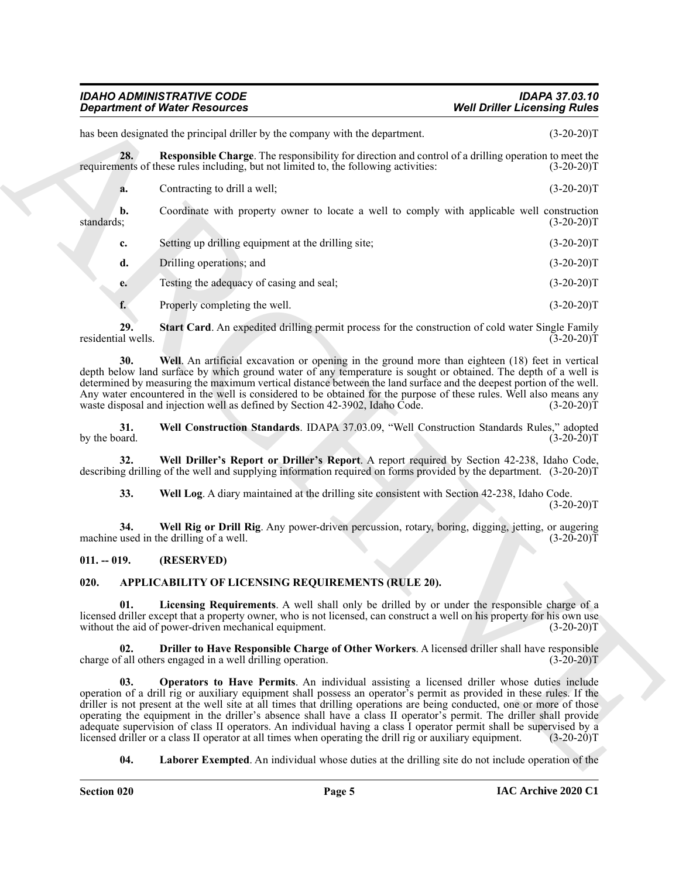has been designated the principal driller by the company with the department. (3-20-20)T

**28. Responsible Charge**. The responsibility for direction and control of a drilling operation to meet the requirements of these rules including, but not limited to, the following activities: (3-20-20)T

**a.** Contracting to drill a well; (3-20-20)T

**b.** Coordinate with property owner to locate a well to comply with applicable well construction standards; (3-20-20)T

**c.** Setting up drilling equipment at the drilling site; (3-20-20)T

**d.** Drilling operations; and (3-20-20)T

**e.** Testing the adequacy of casing and seal; (3-20-20)T

**f.** Properly completing the well. (3-20-20)T

**29. Start Card**. An expedited drilling permit process for the construction of cold water Single Family residential wells. (3-20-20)T

**30. Well**. An artificial excavation or opening in the ground more than eighteen (18) feet in vertical depth below land surface by which ground water of any temperature is sought or obtained. The depth of a well is determined by measuring the maximum vertical distance between the land surface and the deepest portion of the well. Any water encountered in the well is considered to be obtained for the purpose of these rules. Well also means any waste disposal and injection well as defined by Section 42-3902, Idaho Code. (3-20-20)T

**31. Well Construction Standards**. IDAPA 37.03.09, "Well Construction Standards Rules," adopted by the board. (3-20-20)T

**32. Well Driller's Report or Driller's Report**. A report required by Section 42-238, Idaho Code, describing drilling of the well and supplying information required on forms provided by the department. (3-20-20)T

**33. Well Log**. A diary maintained at the drilling site consistent with Section 42-238, Idaho Code. (3-20-20)T

**34. Well Rig or Drill Rig**. Any power-driven percussion, rotary, boring, digging, jetting, or augering machine used in the drilling of a well. (3-20-20)T

## 011. -- 019. (RESERVED)

## 020. APPLICABILITY OF LICENSING REQUIREMENTS (RULE 20).

**01. Licensing Requirements**. A well shall only be drilled by or under the responsible charge of a licensed driller except that a property owner, who is not licensed, can construct a well on his property for his own use without the aid of power-driven mechanical equipment. (3-20-20)T

**02. Driller to Have Responsible Charge of Other Workers**. A licensed driller shall have responsible charge of all others engaged in a well drilling operation. (3-20-20)T

**03. Operators to Have Permits**. An individual assisting a licensed driller whose duties include operation of a drill rig or auxiliary equipment shall possess an operator's permit as provided in these rules. If the driller is not present at the well site at all times that drilling operations are being conducted, one or more of those operating the equipment in the driller's absence shall have a class II operator's permit. The driller shall provide adequate supervision of class II operators. An individual having a class I operator permit shall be supervised by a licensed driller or a class II operator at all times when operating the drill rig or auxiliary equipment. (3-20-20)T

**04. Laborer Exempted**. An individual whose duties at the drilling site do not include operation of the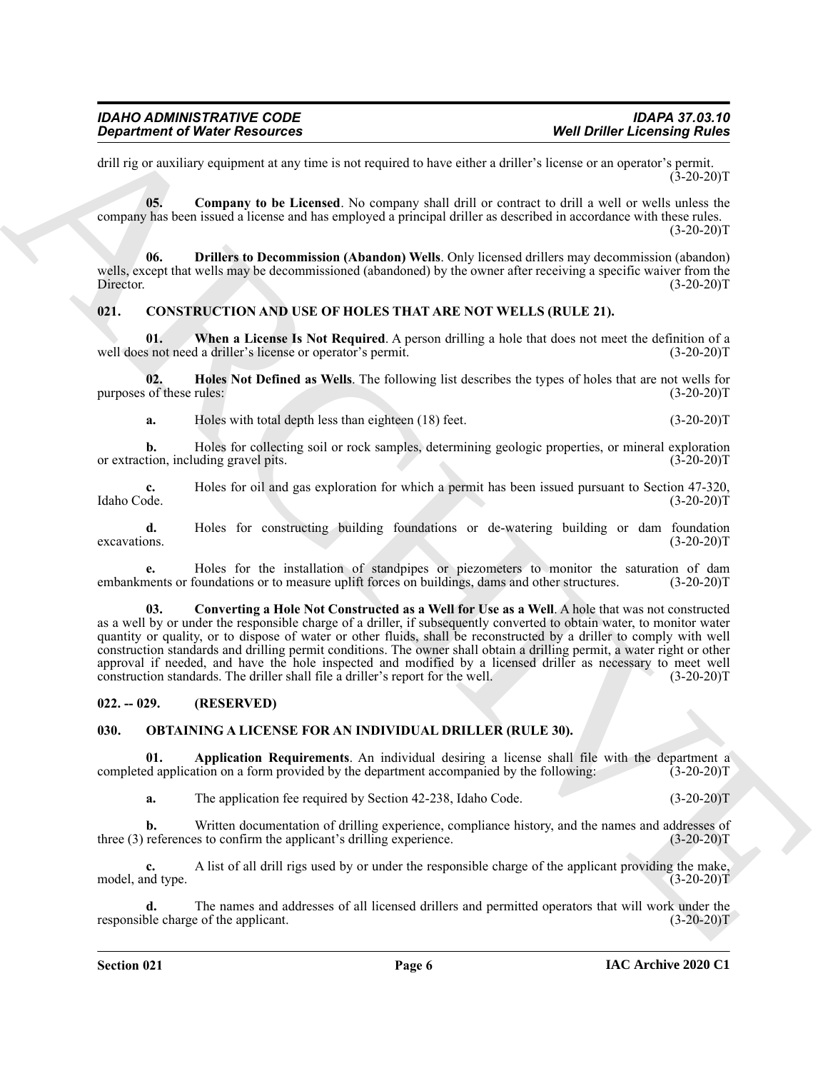drill rig or auxiliary equipment at any time is not required to have either a driller's license or an operator's permit. (3-20-20)T

**05. Company to be Licensed**. No company shall drill or contract to drill a well or wells unless the company has been issued a license and has employed a principal driller as described in accordance with these rules. (3-20-20)T

**06. Drillers to Decommission (Abandon) Wells**. Only licensed drillers may decommission (abandon) wells, except that wells may be decommissioned (abandoned) by the owner after receiving a specific waiver from the Director. (3-20-20)T

### 021. CONSTRUCTION AND USE OF HOLES THAT ARE NOT WELLS (RULE 21).

**01. When a License Is Not Required**. A person drilling a hole that does not meet the definition of a well does not need a driller's license or operator's permit. (3-20-20)T

**02. Holes Not Defined as Wells**. The following list describes the types of holes that are not wells for purposes of these rules: (3-20-20)T

**a.** Holes with total depth less than eighteen (18) feet. (3-20-20)T

**b.** Holes for collecting soil or rock samples, determining geologic properties, or mineral exploration or extraction, including gravel pits. (3-20-20)T

**c.** Holes for oil and gas exploration for which a permit has been issued pursuant to Section 47-320, Idaho Code. (3-20-20)T

**d.** Holes for constructing building foundations or de-watering building or dam foundation excavations. (3-20-20)T

**e.** Holes for the installation of standpipes or piezometers to monitor the saturation of dam embankments or foundations or to measure uplift forces on buildings, dams and other structures. (3-20-20)T

**03. Converting a Hole Not Constructed as a Well for Use as a Well**. A hole that was not constructed as a well by or under the responsible charge of a driller, if subsequently converted to obtain water, to monitor water quantity or quality, or to dispose of water or other fluids, shall be reconstructed by a driller to comply with well construction standards and drilling permit conditions. The owner shall obtain a drilling permit, a water right or other approval if needed, and have the hole inspected and modified by a licensed driller as necessary to meet well construction standards. The driller shall file a driller's report for the well. (3-20-20)T

### 022. -- 029. (RESERVED)

### 030. OBTAINING A LICENSE FOR AN INDIVIDUAL DRILLER (RULE 30).

**01. Application Requirements**. An individual desiring a license shall file with the department a completed application on a form provided by the department accompanied by the following: (3-20-20)T

**a.** The application fee required by Section 42-238, Idaho Code. (3-20-20)T

**b.** Written documentation of drilling experience, compliance history, and the names and addresses of three (3) references to confirm the applicant's drilling experience. (3-20-20)T

**c.** A list of all drill rigs used by or under the responsible charge of the applicant providing the make, model, and type. (3-20-20)T

**d.** The names and addresses of all licensed drillers and permitted operators that will work under the responsible charge of the applicant. (3-20-20)T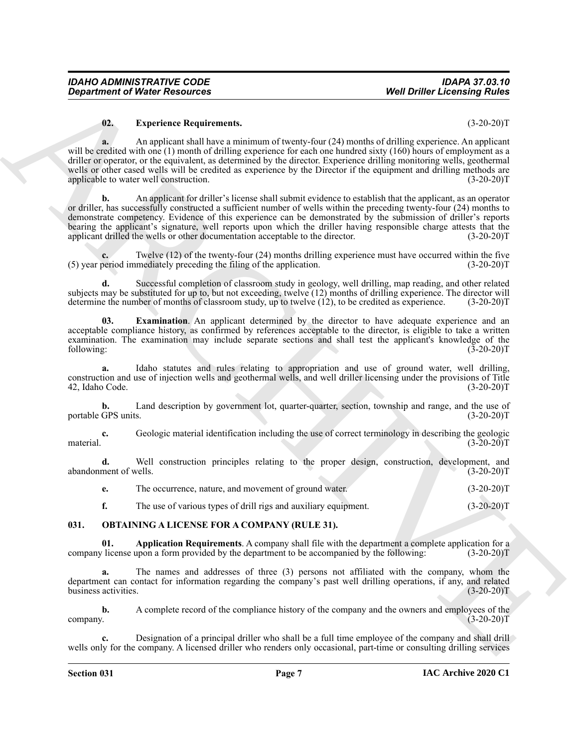**02. Experience Requirements.** (3-20-20)T

**a.** An applicant shall have a minimum of twenty-four (24) months of drilling experience. An applicant will be credited with one (1) month of drilling experience for each one hundred sixty (160) hours of employment as a driller or operator, or the equivalent, as determined by the director. Experience drilling monitoring wells, geothermal wells or other cased wells will be credited as experience by the Director if the equipment and drilling methods are applicable to water well construction. (3-20-20)T

**b.** An applicant for driller's license shall submit evidence to establish that the applicant, as an operator or driller, has successfully constructed a sufficient number of wells within the preceding twenty-four (24) months to demonstrate competency. Evidence of this experience can be demonstrated by the submission of driller's reports bearing the applicant's signature, well reports upon which the driller having responsible charge attests that the applicant drilled the wells or other documentation acceptable to the director. (3-20-20)T

**c.** Twelve (12) of the twenty-four (24) months drilling experience must have occurred within the five (5) year period immediately preceding the filing of the application. (3-20-20)T

**d.** Successful completion of classroom study in geology, well drilling, map reading, and other related subjects may be substituted for up to, but not exceeding, twelve (12) months of drilling experience. The director will determine the number of months of classroom study, up to twelve (12), to be credited as experience. (3-20-20)T

**03. Examination**. An applicant determined by the director to have adequate experience and an acceptable compliance history, as confirmed by references acceptable to the director, is eligible to take a written examination. The examination may include separate sections and shall test the applicant's knowledge of the following: (3-20-20)T

**a.** Idaho statutes and rules relating to appropriation and use of ground water, well drilling, construction and use of injection wells and geothermal wells, and well driller licensing under the provisions of Title 42, Idaho Code. (3-20-20)T

**b.** Land description by government lot, quarter-quarter, section, township and range, and the use of portable GPS units. (3-20-20)T

**c.** Geologic material identification including the use of correct terminology in describing the geologic material. (3-20-20)T

**d.** Well construction principles relating to the proper design, construction, development, and abandonment of wells. (3-20-20)T

**e.** The occurrence, nature, and movement of ground water. (3-20-20)T

**f.** The use of various types of drill rigs and auxiliary equipment. (3-20-20)T

## 031. OBTAINING A LICENSE FOR A COMPANY (RULE 31).

**01. Application Requirements**. A company shall file with the department a complete application for a company license upon a form provided by the department to be accompanied by the following: (3-20-20)T

**a.** The names and addresses of three (3) persons not affiliated with the company, whom the department can contact for information regarding the company's past well drilling operations, if any, and related business activities. (3-20-20)T

**b.** A complete record of the compliance history of the company and the owners and employees of the company. (3-20-20)T

**c.** Designation of a principal driller who shall be a full time employee of the company and shall drill wells only for the company. A licensed driller who renders only occasional, part-time or consulting drilling services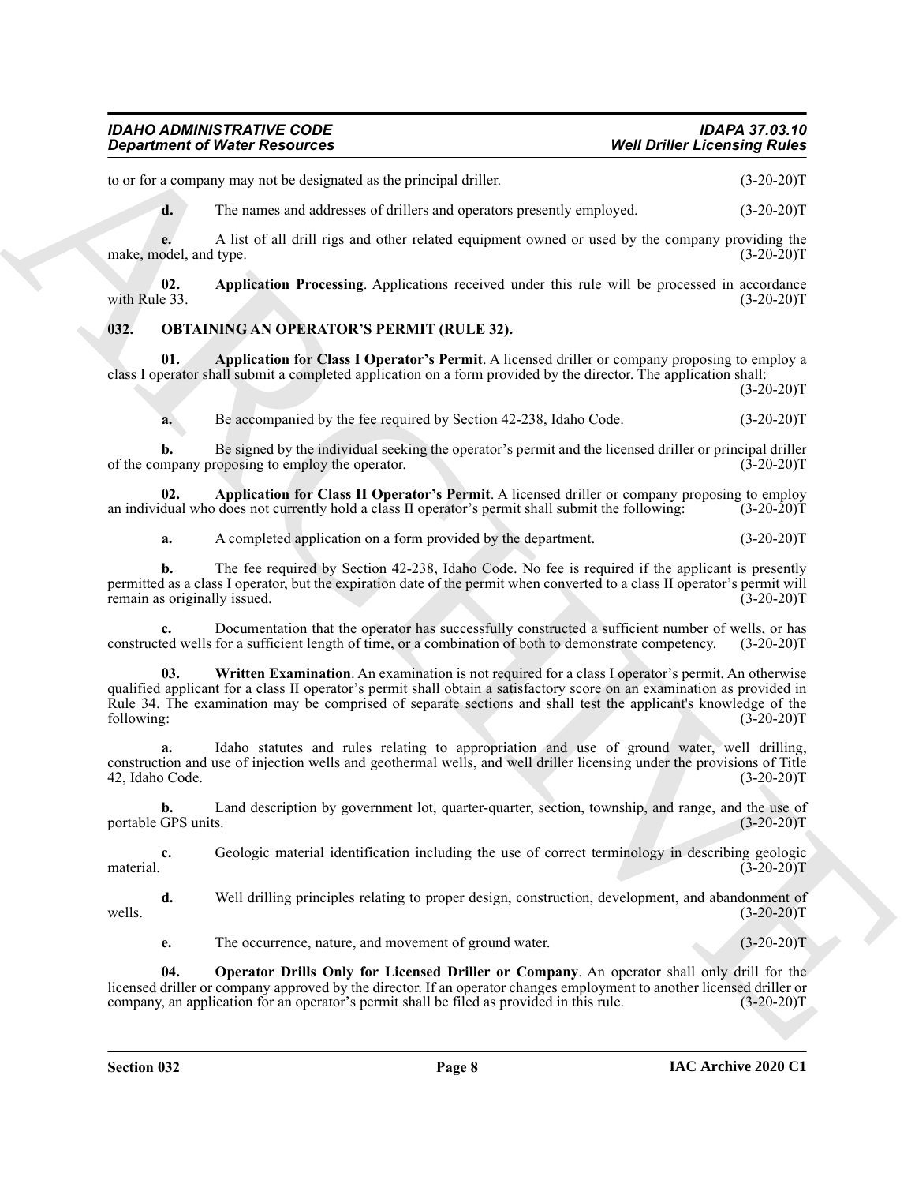to or for a company may not be designated as the principal driller. (3-20-20)T

**d.** The names and addresses of drillers and operators presently employed. (3-20-20)T

**e.** A list of all drill rigs and other related equipment owned or used by the company providing the make, model, and type. (3-20-20)T

**02. Application Processing**. Applications received under this rule will be processed in accordance with Rule 33. (3-20-20)T

## 032. OBTAINING AN OPERATOR'S PERMIT (RULE 32).

**01. Application for Class I Operator's Permit**. A licensed driller or company proposing to employ a class I operator shall submit a completed application on a form provided by the director. The application shall: (3-20-20)T

**a.** Be accompanied by the fee required by Section 42-238, Idaho Code. (3-20-20)T

**b.** Be signed by the individual seeking the operator's permit and the licensed driller or principal driller of the company proposing to employ the operator. (3-20-20)T

**02. Application for Class II Operator's Permit**. A licensed driller or company proposing to employ an individual who does not currently hold a class II operator's permit shall submit the following: (3-20-20)T

**a.** A completed application on a form provided by the department. (3-20-20)T

**b.** The fee required by Section 42-238, Idaho Code. No fee is required if the applicant is presently permitted as a class I operator, but the expiration date of the permit when converted to a class II operator's permit will remain as originally issued. (3-20-20)T

**c.** Documentation that the operator has successfully constructed a sufficient number of wells, or has constructed wells for a sufficient length of time, or a combination of both to demonstrate competency. (3-20-20)T

**03. Written Examination**. An examination is not required for a class I operator's permit. An otherwise qualified applicant for a class II operator's permit shall obtain a satisfactory score on an examination as provided in Rule 34. The examination may be comprised of separate sections and shall test the applicant's knowledge of the following: (3-20-20)T

**a.** Idaho statutes and rules relating to appropriation and use of ground water, well drilling, construction and use of injection wells and geothermal wells, and well driller licensing under the provisions of Title 42, Idaho Code. (3-20-20)T

**b.** Land description by government lot, quarter-quarter, section, township, and range, and the use of portable GPS units. (3-20-20)T

**c.** Geologic material identification including the use of correct terminology in describing geologic material. (3-20-20)T

**d.** Well drilling principles relating to proper design, construction, development, and abandonment of wells. (3-20-20)T

**e.** The occurrence, nature, and movement of ground water. (3-20-20)T

**04. Operator Drills Only for Licensed Driller or Company**. An operator shall only drill for the licensed driller or company approved by the director. If an operator changes employment to another licensed driller or company, an application for an operator's permit shall be filed as provided in this rule. (3-20-20)T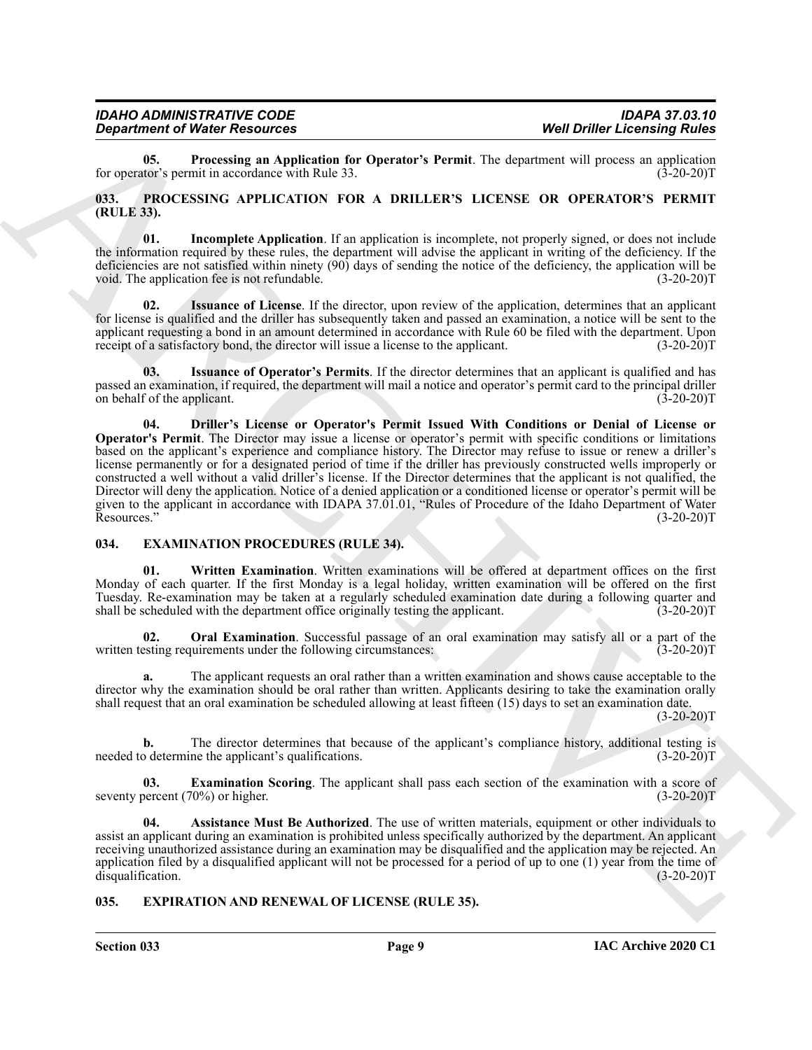**05. Processing an Application for Operator's Permit**. The department will process an application for operator's permit in accordance with Rule 33. (3-20-20)T

## 033. PROCESSING APPLICATION FOR A DRILLER'S LICENSE OR OPERATOR'S PERMIT (RULE 33).

**01. Incomplete Application**. If an application is incomplete, not properly signed, or does not include the information required by these rules, the department will advise the applicant in writing of the deficiency. If the deficiencies are not satisfied within ninety (90) days of sending the notice of the deficiency, the application will be void. The application fee is not refundable. (3-20-20)T

**02. Issuance of License**. If the director, upon review of the application, determines that an applicant for license is qualified and the driller has subsequently taken and passed an examination, a notice will be sent to the applicant requesting a bond in an amount determined in accordance with Rule 60 be filed with the department. Upon receipt of a satisfactory bond, the director will issue a license to the applicant. (3-20-20)T

**03. Issuance of Operator's Permits**. If the director determines that an applicant is qualified and has passed an examination, if required, the department will mail a notice and operator's permit card to the principal driller on behalf of the applicant. (3-20-20)T

**04. Driller's License or Operator's Permit Issued With Conditions or Denial of License or Operator's Permit**. The Director may issue a license or operator's permit with specific conditions or limitations based on the applicant's experience and compliance history. The Director may refuse to issue or renew a driller's license permanently or for a designated period of time if the driller has previously constructed wells improperly or constructed a well without a valid driller's license. If the Director determines that the applicant is not qualified, the Director will deny the application. Notice of a denied application or a conditioned license or operator's permit will be given to the applicant in accordance with IDAPA 37.01.01, "Rules of Procedure of the Idaho Department of Water Resources." (3-20-20)T

## 034. EXAMINATION PROCEDURES (RULE 34).

**01. Written Examination**. Written examinations will be offered at department offices on the first Monday of each quarter. If the first Monday is a legal holiday, written examination will be offered on the first Tuesday. Re-examination may be taken at a regularly scheduled examination date during a following quarter and shall be scheduled with the department office originally testing the applicant. (3-20-20)T

**02. Oral Examination**. Successful passage of an oral examination may satisfy all or a part of the written testing requirements under the following circumstances: (3-20-20)T

**a.** The applicant requests an oral rather than a written examination and shows cause acceptable to the director why the examination should be oral rather than written. Applicants desiring to take the examination orally shall request that an oral examination be scheduled allowing at least fifteen (15) days to set an examination date. (3-20-20)T

**b.** The director determines that because of the applicant's compliance history, additional testing is needed to determine the applicant's qualifications. (3-20-20)T

**03. Examination Scoring**. The applicant shall pass each section of the examination with a score of seventy percent (70%) or higher. (3-20-20)T

**04. Assistance Must Be Authorized**. The use of written materials, equipment or other individuals to assist an applicant during an examination is prohibited unless specifically authorized by the department. An applicant receiving unauthorized assistance during an examination may be disqualified and the application may be rejected. An application filed by a disqualified applicant will not be processed for a period of up to one (1) year from the time of disqualification. (3-20-20)T

## 035. EXPIRATION AND RENEWAL OF LICENSE (RULE 35).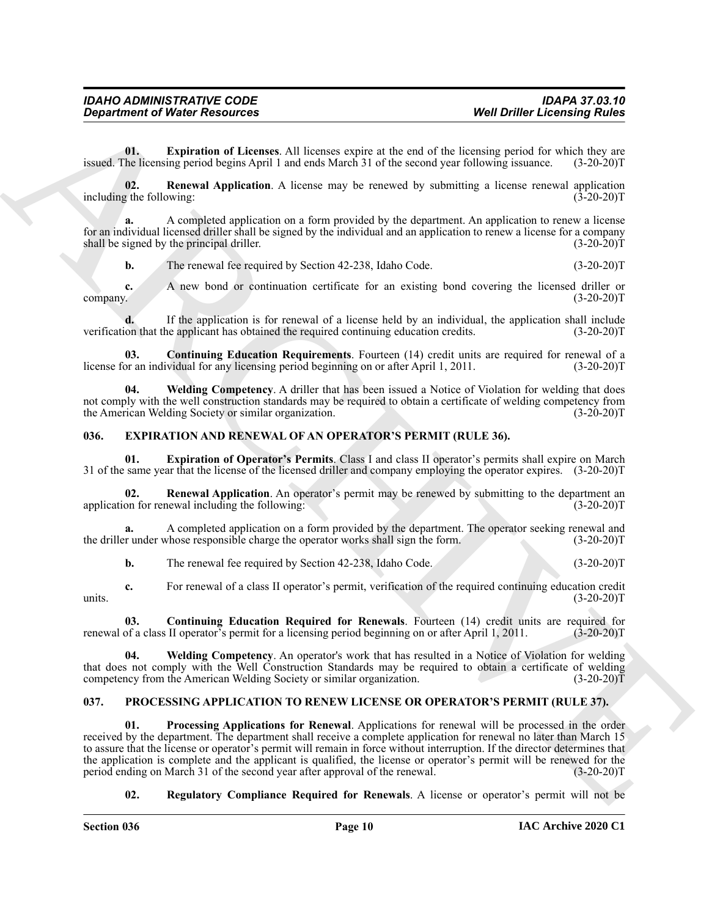**01. Expiration of Licenses**. All licenses expire at the end of the licensing period for which they are issued. The licensing period begins April 1 and ends March 31 of the second year following issuance. (3-20-20)T

**02. Renewal Application**. A license may be renewed by submitting a license renewal application including the following: (3-20-20)T

**a.** A completed application on a form provided by the department. An application to renew a license for an individual licensed driller shall be signed by the individual and an application to renew a license for a company shall be signed by the principal driller. (3-20-20)T

**b.** The renewal fee required by Section 42-238, Idaho Code. (3-20-20)T

**c.** A new bond or continuation certificate for an existing bond covering the licensed driller or company. (3-20-20)T

**d.** If the application is for renewal of a license held by an individual, the application shall include verification that the applicant has obtained the required continuing education credits. (3-20-20)T

**03. Continuing Education Requirements**. Fourteen (14) credit units are required for renewal of a license for an individual for any licensing period beginning on or after April 1, 2011. (3-20-20)T

**04. Welding Competency**. A driller that has been issued a Notice of Violation for welding that does not comply with the well construction standards may be required to obtain a certificate of welding competency from the American Welding Society or similar organization. (3-20-20)T

## 036. EXPIRATION AND RENEWAL OF AN OPERATOR'S PERMIT (RULE 36).

**01. Expiration of Operator's Permits**. Class I and class II operator's permits shall expire on March 31 of the same year that the license of the licensed driller and company employing the operator expires. (3-20-20)T

**02. Renewal Application**. An operator's permit may be renewed by submitting to the department an application for renewal including the following: (3-20-20)T

**a.** A completed application on a form provided by the department. The operator seeking renewal and the driller under whose responsible charge the operator works shall sign the form. (3-20-20)T

**b.** The renewal fee required by Section 42-238, Idaho Code. (3-20-20)T

**c.** For renewal of a class II operator's permit, verification of the required continuing education credit units. (3-20-20)T

**03. Continuing Education Required for Renewals**. Fourteen (14) credit units are required for renewal of a class II operator's permit for a licensing period beginning on or after April 1, 2011. (3-20-20)T

**04. Welding Competency**. An operator's work that has resulted in a Notice of Violation for welding that does not comply with the Well Construction Standards may be required to obtain a certificate of welding competency from the American Welding Society or similar organization. (3-20-20)T

## 037. PROCESSING APPLICATION TO RENEW LICENSE OR OPERATOR'S PERMIT (RULE 37).

**01. Processing Applications for Renewal**. Applications for renewal will be processed in the order received by the department. The department shall receive a complete application for renewal no later than March 15 to assure that the license or operator's permit will remain in force without interruption. If the director determines that the application is complete and the applicant is qualified, the license or operator's permit will be renewed for the period ending on March 31 of the second year after approval of the renewal. (3-20-20)T

**02. Regulatory Compliance Required for Renewals**. A license or operator's permit will not be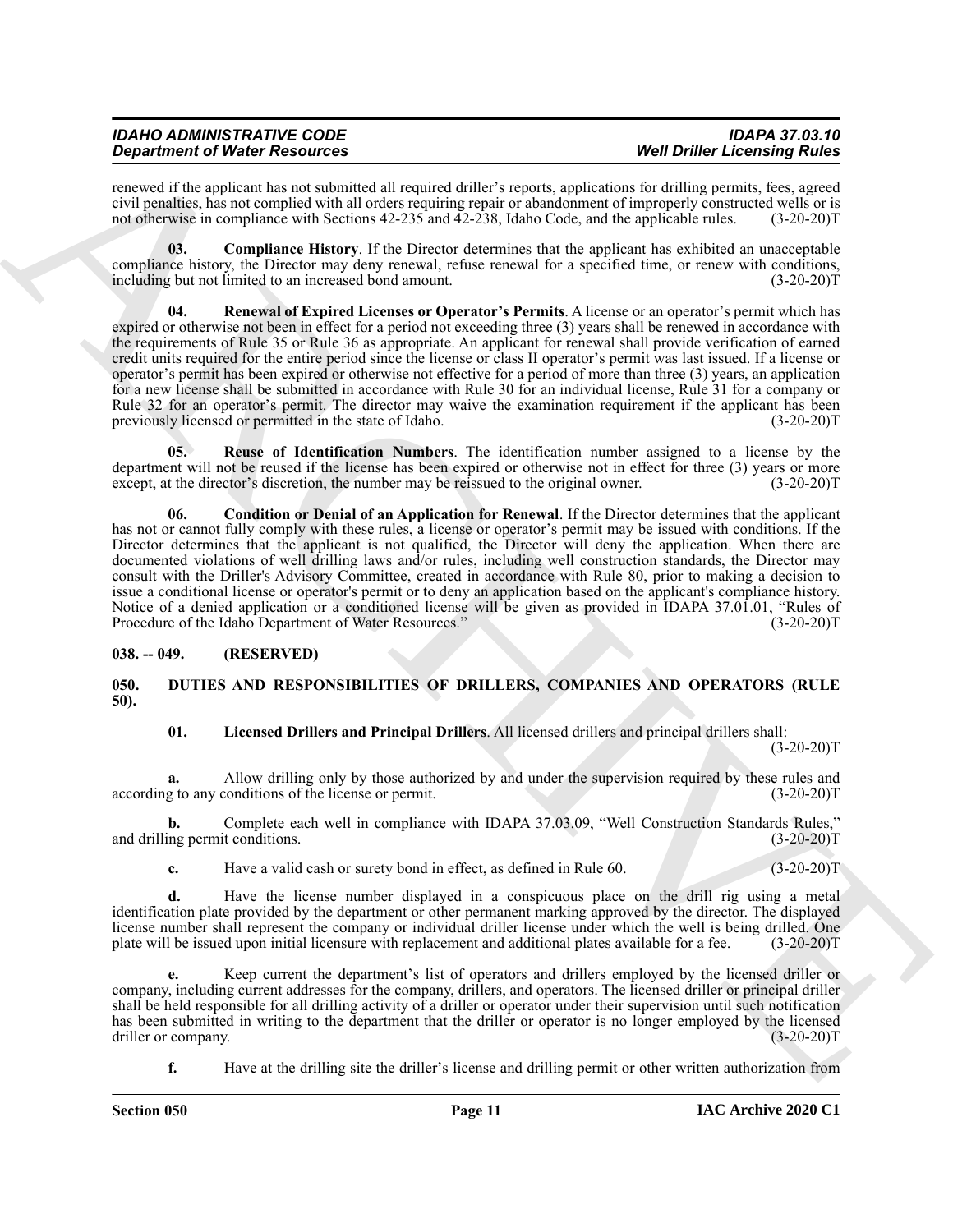renewed if the applicant has not submitted all required driller's reports, applications for drilling permits, fees, agreed civil penalties, has not complied with all orders requiring repair or abandonment of improperly constructed wells or is not otherwise in compliance with Sections 42-235 and 42-238, Idaho Code, and the applicable rules. (3-20-20)T

**03. Compliance History**. If the Director determines that the applicant has exhibited an unacceptable compliance history, the Director may deny renewal, refuse renewal for a specified time, or renew with conditions, including but not limited to an increased bond amount. (3-20-20)T

**04. Renewal of Expired Licenses or Operator's Permits**. A license or an operator's permit which has expired or otherwise not been in effect for a period not exceeding three (3) years shall be renewed in accordance with the requirements of Rule 35 or Rule 36 as appropriate. An applicant for renewal shall provide verification of earned credit units required for the entire period since the license or class II operator's permit was last issued. If a license or operator's permit has been expired or otherwise not effective for a period of more than three (3) years, an application for a new license shall be submitted in accordance with Rule 30 for an individual license, Rule 31 for a company or Rule 32 for an operator's permit. The director may waive the examination requirement if the applicant has been previously licensed or permitted in the state of Idaho. (3-20-20)T

**05. Reuse of Identification Numbers**. The identification number assigned to a license by the department will not be reused if the license has been expired or otherwise not in effect for three (3) years or more except, at the director's discretion, the number may be reissued to the original owner. (3-20-20)T

**06. Condition or Denial of an Application for Renewal**. If the Director determines that the applicant has not or cannot fully comply with these rules, a license or operator's permit may be issued with conditions. If the Director determines that the applicant is not qualified, the Director will deny the application. When there are documented violations of well drilling laws and/or rules, including well construction standards, the Director may consult with the Driller's Advisory Committee, created in accordance with Rule 80, prior to making a decision to issue a conditional license or operator's permit or to deny an application based on the applicant's compliance history. Notice of a denied application or a conditioned license will be given as provided in IDAPA 37.01.01, "Rules of Procedure of the Idaho Department of Water Resources." (3-20-20)T

## 038. -- 049. (RESERVED)

## 050. DUTIES AND RESPONSIBILITIES OF DRILLERS, COMPANIES AND OPERATORS (RULE 50).

**01. Licensed Drillers and Principal Drillers**. All licensed drillers and principal drillers shall: (3-20-20)T

**a.** Allow drilling only by those authorized by and under the supervision required by these rules and according to any conditions of the license or permit. (3-20-20)T

**b.** Complete each well in compliance with IDAPA 37.03.09, "Well Construction Standards Rules," and drilling permit conditions. (3-20-20)T

**c.** Have a valid cash or surety bond in effect, as defined in Rule 60. (3-20-20)T

**d.** Have the license number displayed in a conspicuous place on the drill rig using a metal identification plate provided by the department or other permanent marking approved by the director. The displayed license number shall represent the company or individual driller license under which the well is being drilled. One plate will be issued upon initial licensure with replacement and additional plates available for a fee. (3-20-20)T

**e.** Keep current the department's list of operators and drillers employed by the licensed driller or company, including current addresses for the company, drillers, and operators. The licensed driller or principal driller shall be held responsible for all drilling activity of a driller or operator under their supervision until such notification has been submitted in writing to the department that the driller or operator is no longer employed by the licensed driller or company. (3-20-20)T

**f.** Have at the drilling site the driller's license and drilling permit or other written authorization from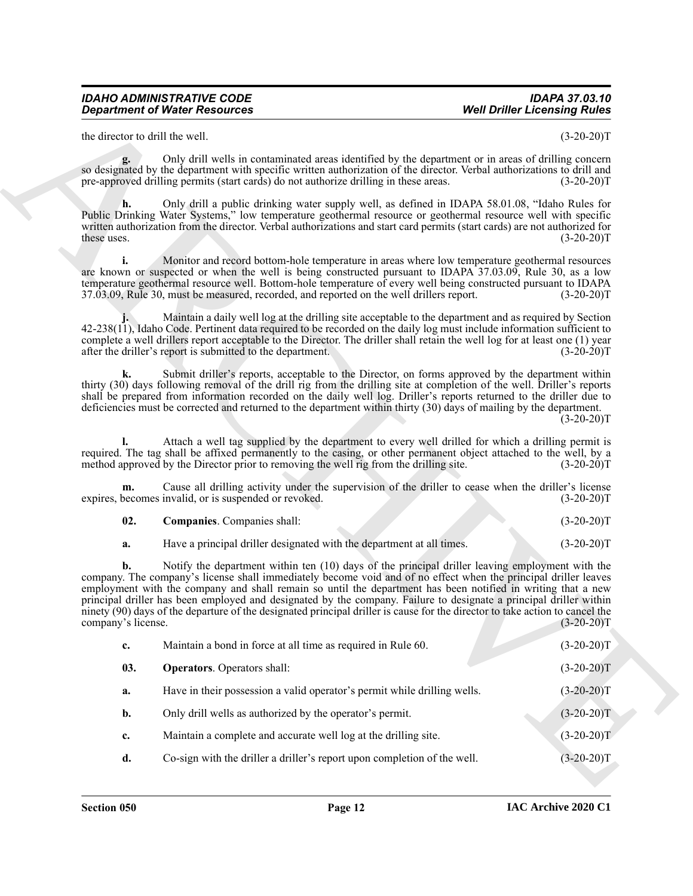the director to drill the well. (3-20-20)T

**g.** Only drill wells in contaminated areas identified by the department or in areas of drilling concern so designated by the department with specific written authorization of the director. Verbal authorizations to drill and pre-approved drilling permits (start cards) do not authorize drilling in these areas. (3-20-20)T

**h.** Only drill a public drinking water supply well, as defined in IDAPA 58.01.08, "Idaho Rules for Public Drinking Water Systems," low temperature geothermal resource or geothermal resource well with specific written authorization from the director. Verbal authorizations and start card permits (start cards) are not authorized for these uses. (3-20-20)T

**i.** Monitor and record bottom-hole temperature in areas where low temperature geothermal resources are known or suspected or when the well is being constructed pursuant to IDAPA 37.03.09, Rule 30, as a low temperature geothermal resource well. Bottom-hole temperature of every well being constructed pursuant to IDAPA 37.03.09, Rule 30, must be measured, recorded, and reported on the well drillers report. (3-20-20)T

**j.** Maintain a daily well log at the drilling site acceptable to the department and as required by Section 42-238(11), Idaho Code. Pertinent data required to be recorded on the daily log must include information sufficient to complete a well drillers report acceptable to the Director. The driller shall retain the well log for at least one (1) year after the driller's report is submitted to the department. (3-20-20)T

**k.** Submit driller's reports, acceptable to the Director, on forms approved by the department within thirty (30) days following removal of the drill rig from the drilling site at completion of the well. Driller's reports shall be prepared from information recorded on the daily well log. Driller's reports returned to the driller due to deficiencies must be corrected and returned to the department within thirty (30) days of mailing by the department. (3-20-20)T

**l.** Attach a well tag supplied by the department to every well drilled for which a drilling permit is required. The tag shall be affixed permanently to the casing, or other permanent object attached to the well, by a method approved by the Director prior to removing the well rig from the drilling site. (3-20-20)T

**m.** Cause all drilling activity under the supervision of the driller to cease when the driller's license expires, becomes invalid, or is suspended or revoked. (3-20-20)T

**02. Companies**. Companies shall: (3-20-20)T

**a.** Have a principal driller designated with the department at all times. (3-20-20)T

**b.** Notify the department within ten (10) days of the principal driller leaving employment with the company. The company's license shall immediately become void and of no effect when the principal driller leaves employment with the company and shall remain so until the department has been notified in writing that a new principal driller has been employed and designated by the company. Failure to designate a principal driller within ninety (90) days of the departure of the designated principal driller is cause for the director to take action to cancel the company's license. (3-20-20)T

**c.** Maintain a bond in force at all time as required in Rule 60. (3-20-20)T

**03. Operators**. Operators shall: (3-20-20)T

**a.** Have in their possession a valid operator's permit while drilling wells. (3-20-20)T

**b.** Only drill wells as authorized by the operator's permit. (3-20-20)T

**c.** Maintain a complete and accurate well log at the drilling site. (3-20-20)T

**d.** Co-sign with the driller a driller's report upon completion of the well. (3-20-20)T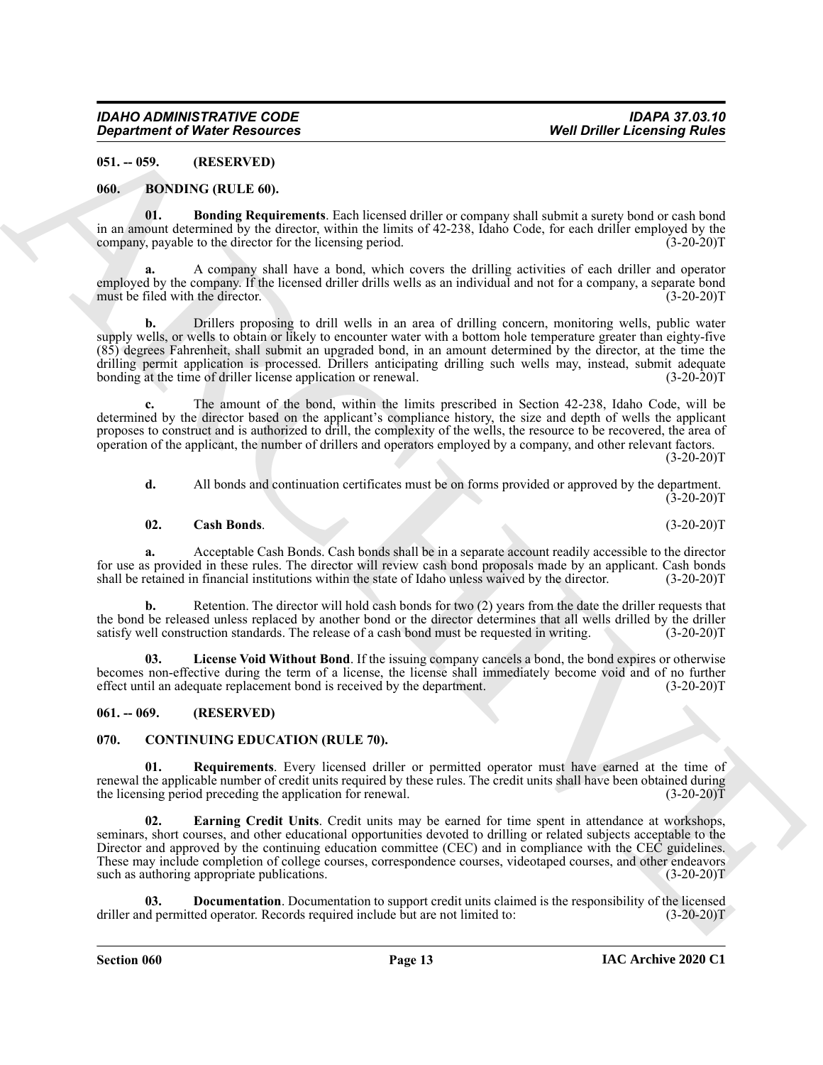## 051. -- 059. (RESERVED)

## 060. BONDING (RULE 60).

**01. Bonding Requirements**. Each licensed driller or company shall submit a surety bond or cash bond in an amount determined by the director, within the limits of 42-238, Idaho Code, for each driller employed by the company, payable to the director for the licensing period. (3-20-20)T

**a.** A company shall have a bond, which covers the drilling activities of each driller and operator employed by the company. If the licensed driller drills wells as an individual and not for a company, a separate bond must be filed with the director. (3-20-20)T

**b.** Drillers proposing to drill wells in an area of drilling concern, monitoring wells, public water supply wells, or wells to obtain or likely to encounter water with a bottom hole temperature greater than eighty-five (85) degrees Fahrenheit, shall submit an upgraded bond, in an amount determined by the director, at the time the drilling permit application is processed. Drillers anticipating drilling such wells may, instead, submit adequate bonding at the time of driller license application or renewal. (3-20-20)T

**c.** The amount of the bond, within the limits prescribed in Section 42-238, Idaho Code, will be determined by the director based on the applicant's compliance history, the size and depth of wells the applicant proposes to construct and is authorized to drill, the complexity of the wells, the resource to be recovered, the area of operation of the applicant, the number of drillers and operators employed by a company, and other relevant factors. (3-20-20)T

**d.** All bonds and continuation certificates must be on forms provided or approved by the department. (3-20-20)T

**02. Cash Bonds**. (3-20-20)T

**a.** Acceptable Cash Bonds. Cash bonds shall be in a separate account readily accessible to the director for use as provided in these rules. The director will review cash bond proposals made by an applicant. Cash bonds shall be retained in financial institutions within the state of Idaho unless waived by the director. (3-20-20)T

**b.** Retention. The director will hold cash bonds for two (2) years from the date the driller requests that the bond be released unless replaced by another bond or the director determines that all wells drilled by the driller satisfy well construction standards. The release of a cash bond must be requested in writing. (3-20-20)T

**03. License Void Without Bond**. If the issuing company cancels a bond, the bond expires or otherwise becomes non-effective during the term of a license, the license shall immediately become void and of no further effect until an adequate replacement bond is received by the department. (3-20-20)T

## 061. -- 069. (RESERVED)

## 070. CONTINUING EDUCATION (RULE 70).

**01. Requirements**. Every licensed driller or permitted operator must have earned at the time of renewal the applicable number of credit units required by these rules. The credit units shall have been obtained during the licensing period preceding the application for renewal. (3-20-20)T

**02. Earning Credit Units**. Credit units may be earned for time spent in attendance at workshops, seminars, short courses, and other educational opportunities devoted to drilling or related subjects acceptable to the Director and approved by the continuing education committee (CEC) and in compliance with the CEC guidelines. These may include completion of college courses, correspondence courses, videotaped courses, and other endeavors such as authoring appropriate publications. (3-20-20)T

**03. Documentation**. Documentation to support credit units claimed is the responsibility of the licensed driller and permitted operator. Records required include but are not limited to: (3-20-20)T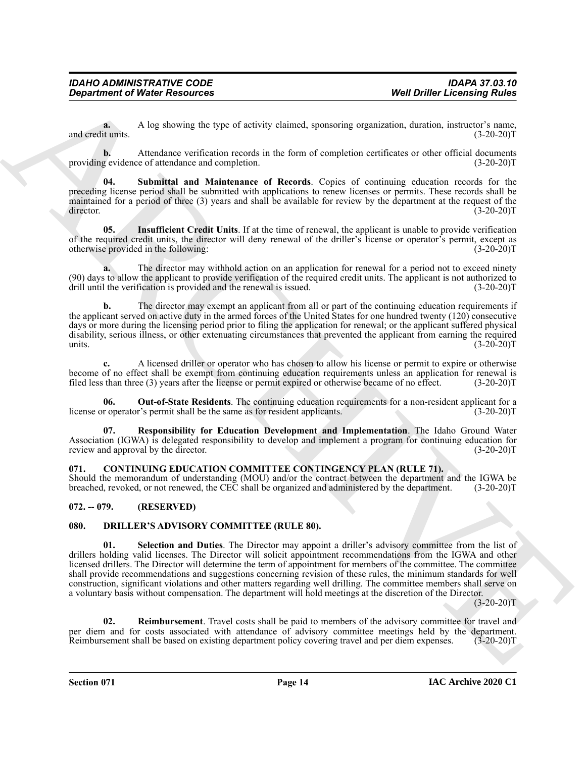**a.** A log showing the type of activity claimed, sponsoring organization, duration, instructor's name, and credit units. (3-20-20)T

**b.** Attendance verification records in the form of completion certificates or other official documents providing evidence of attendance and completion. (3-20-20)T

**04. Submittal and Maintenance of Records**. Copies of continuing education records for the preceding license period shall be submitted with applications to renew licenses or permits. These records shall be maintained for a period of three (3) years and shall be available for review by the department at the request of the director. (3-20-20)T

**05. Insufficient Credit Units**. If at the time of renewal, the applicant is unable to provide verification of the required credit units, the director will deny renewal of the driller's license or operator's permit, except as otherwise provided in the following: (3-20-20)T

**a.** The director may withhold action on an application for renewal for a period not to exceed ninety (90) days to allow the applicant to provide verification of the required credit units. The applicant is not authorized to drill until the verification is provided and the renewal is issued. (3-20-20)T

**b.** The director may exempt an applicant from all or part of the continuing education requirements if the applicant served on active duty in the armed forces of the United States for one hundred twenty (120) consecutive days or more during the licensing period prior to filing the application for renewal; or the applicant suffered physical disability, serious illness, or other extenuating circumstances that prevented the applicant from earning the required units. (3-20-20)T

**c.** A licensed driller or operator who has chosen to allow his license or permit to expire or otherwise become of no effect shall be exempt from continuing education requirements unless an application for renewal is filed less than three (3) years after the license or permit expired or otherwise became of no effect. (3-20-20)T

**06. Out-of-State Residents**. The continuing education requirements for a non-resident applicant for a license or operator's permit shall be the same as for resident applicants. (3-20-20)T

**07. Responsibility for Education Development and Implementation**. The Idaho Ground Water Association (IGWA) is delegated responsibility to develop and implement a program for continuing education for review and approval by the director. (3-20-20)T

## 071. CONTINUING EDUCATION COMMITTEE CONTINGENCY PLAN (RULE 71).

Should the memorandum of understanding (MOU) and/or the contract between the department and the IGWA be breached, revoked, or not renewed, the CEC shall be organized and administered by the department. (3-20-20)T

## 072. -- 079. (RESERVED)

## 080. DRILLER'S ADVISORY COMMITTEE (RULE 80).

**01. Selection and Duties**. The Director may appoint a driller's advisory committee from the list of drillers holding valid licenses. The Director will solicit appointment recommendations from the IGWA and other licensed drillers. The Director will determine the term of appointment for members of the committee. The committee shall provide recommendations and suggestions concerning revision of these rules, the minimum standards for well construction, significant violations and other matters regarding well drilling. The committee members shall serve on a voluntary basis without compensation. The department will hold meetings at the discretion of the Director. (3-20-20)T

**02. Reimbursement**. Travel costs shall be paid to members of the advisory committee for travel and per diem and for costs associated with attendance of advisory committee meetings held by the department. Reimbursement shall be based on existing department policy covering travel and per diem expenses. (3-20-20)T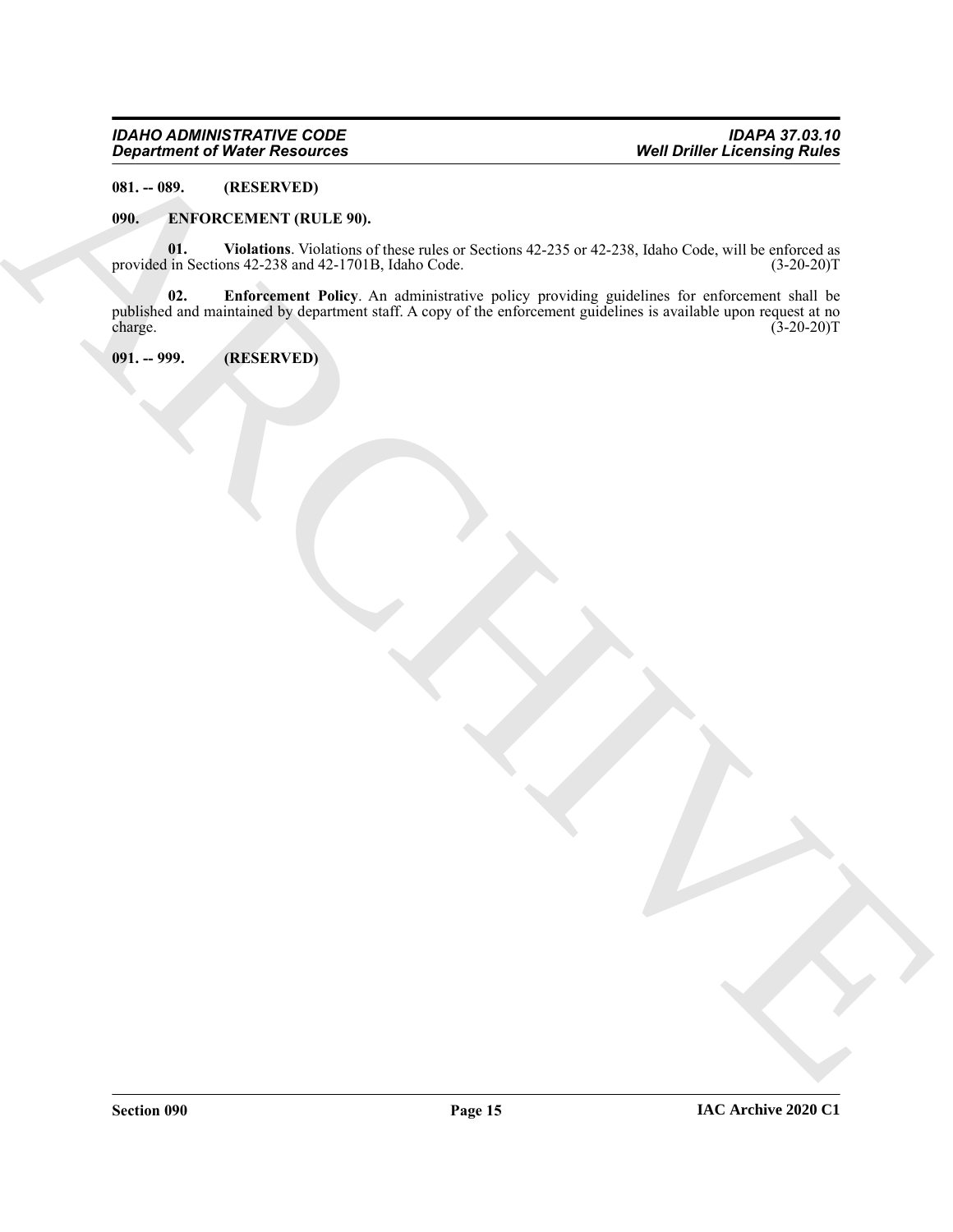**081. -- 089. (RESERVED)**

**090. ENFORCEMENT (RULE 90).**

**01. Violations**. Violations of these rules or Sections 42-235 or 42-238, Idaho Code, will be enforced as provided in Sections 42-238 and 42-1701B, Idaho Code. (3-20-20)T

**02. Enforcement Policy**. An administrative policy providing guidelines for enforcement shall be published and maintained by department staff. A copy of the enforcement guidelines is available upon request at no charge. (3-20-20)T

**091. -- 999. (RESERVED)**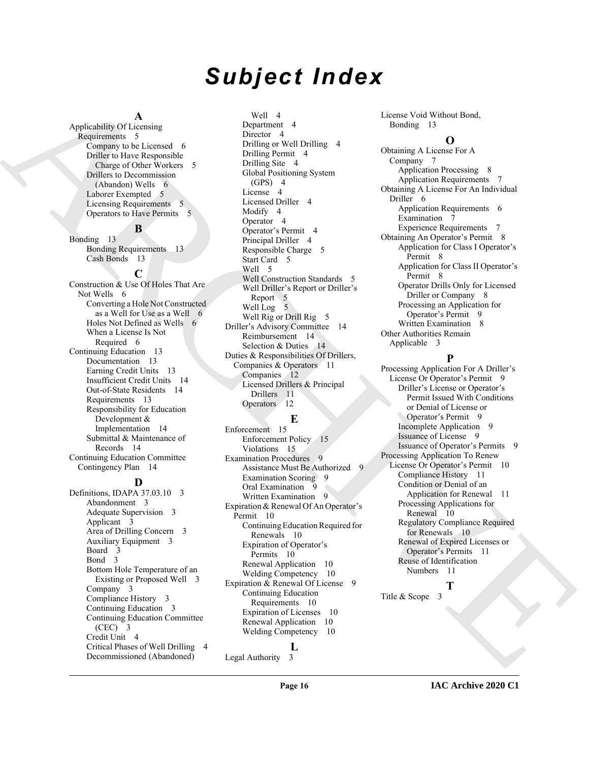# Subject Index

**A**

Applicability Of Licensing Requirements 5
- Company to be Licensed 6
- Driller to Have Responsible Charge of Other Workers 5
- Drillers to Decommission (Abandon) Wells 6
- Laborer Exempted 5
- Licensing Requirements 5
- Operators to Have Permits 5

**B**

Bonding 13
- Bonding Requirements 13
- Cash Bonds 13

**C**

Construction & Use Of Holes That Are Not Wells 6
- Converting a Hole Not Constructed as a Well for Use as a Well 6
- Holes Not Defined as Wells 6
- When a License Is Not Required 6

Continuing Education 13
- Documentation 13
- Earning Credit Units 13
- Insufficient Credit Units 14
- Out-of-State Residents 14
- Requirements 13
- Responsibility for Education Development & Implementation 14
- Submittal & Maintenance of Records 14

Continuing Education Committee Contingency Plan 14

**D**

Definitions, IDAPA 37.03.10 3
- Abandonment 3
- Adequate Supervision 3
- Applicant 3
- Area of Drilling Concern 3
- Auxiliary Equipment 3
- Board 3
- Bond 3
- Bottom Hole Temperature of an Existing or Proposed Well 3
- Company 3
- Compliance History 3
- Continuing Education 3
- Continuing Education Committee (CEC) 3
- Credit Unit 4
- Critical Phases of Well Drilling 4
- Decommissioned (Abandoned) Well 4
- Department 4
- Director 4
- Drilling or Well Drilling 4
- Drilling Permit 4
- Drilling Site 4
- Global Positioning System (GPS) 4
- License 4
- Licensed Driller 4
- Modify 4
- Operator 4
- Operator's Permit 4
- Principal Driller 4
- Responsible Charge 5
- Start Card 5
- Well 5
- Well Construction Standards 5
- Well Driller's Report or Driller's Report 5
- Well Log 5
- Well Rig or Drill Rig 5

Driller's Advisory Committee 14
- Reimbursement 14
- Selection & Duties 14

Duties & Responsibilities Of Drillers, Companies & Operators 11
- Companies 12
- Licensed Drillers & Principal Drillers 11
- Operators 12

**E**

Enforcement 15
- Enforcement Policy 15
- Violations 15

Examination Procedures 9
- Assistance Must Be Authorized 9
- Examination Scoring 9
- Oral Examination 9
- Written Examination 9

Expiration & Renewal Of An Operator's Permit 10
- Continuing Education Required for Renewals 10
- Expiration of Operator's Permits 10
- Renewal Application 10
- Welding Competency 10

Expiration & Renewal Of License 9
- Continuing Education Requirements 10
- Expiration of Licenses 10
- Renewal Application 10
- Welding Competency 10

**L**

Legal Authority 3

License Void Without Bond, Bonding 13

**O**

Obtaining A License For A Company 7
- Application Processing 8
- Application Requirements 7

Obtaining A License For An Individual Driller 6
- Application Requirements 6
- Examination 7
- Experience Requirements 7

Obtaining An Operator's Permit 8
- Application for Class I Operator's Permit 8
- Application for Class II Operator's Permit 8
- Operator Drills Only for Licensed Driller or Company 8
- Processing an Application for Operator's Permit 9
- Written Examination 8

Other Authorities Remain Applicable 3

**P**

Processing Application For A Driller's License Or Operator's Permit 9
- Driller's License or Operator's Permit Issued With Conditions or Denial of License or Operator's Permit 9
- Incomplete Application 9
- Issuance of License 9
- Issuance of Operator's Permits 9

Processing Application To Renew License Or Operator's Permit 10
- Compliance History 11
- Condition or Denial of an Application for Renewal 11
- Processing Applications for Renewal 10
- Regulatory Compliance Required for Renewals 10
- Renewal of Expired Licenses or Operator's Permits 11
- Reuse of Identification Numbers 11

**T**

Title & Scope 3